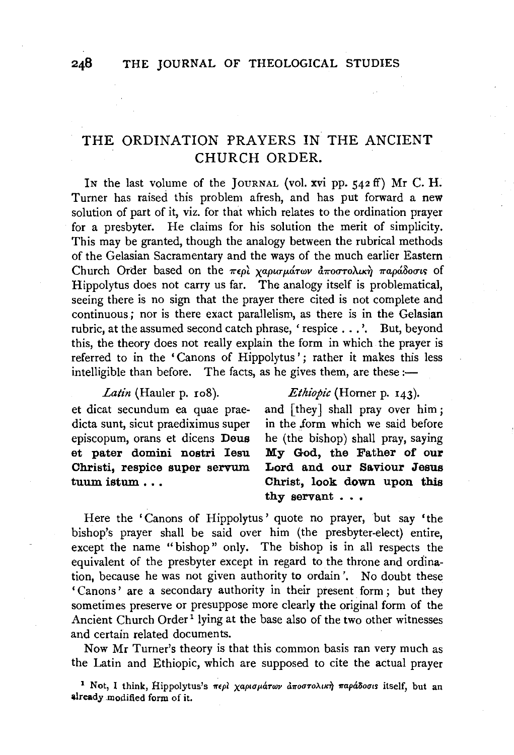# THE ORDINATION PRAYERS IN THE ANCIENT CHURCH ORDER.

In the last volume of the Journal (vol. xvi pp. 542 ff) Mr C. H. Turner has raised this problem afresh, and has put forward a new solution of part of it, viz. for that which relates to the ordination prayer for a presbyter. He claims for his solution the merit of simplicity. This may be granted, though the analogy between the rubrical methods of the Gelasian Sacramentary and the ways of the much earlier Eastern Church Order based on the περὶ χαρισμάτων ἀποστολικὴ παράδοσις of Hippolytus does not carry us far. The analogy itself is problematical, seeing there is no sign that the prayer there cited is not complete and continuous; nor is there exact parallelism, as there is in the Gelasian rubric, at the assumed second catch phrase, 'respice . . .'. But, beyond this, the theory does not really explain the form in which the prayer is referred to in the 'Canons of Hippolytus'; rather it makes this less intelligible than before. The facts, as he gives them, are these:—

| *Latin* (Hauler p. 108). | *Ethiopic* (Horner p. 143). |
|---|---|
| et dicat secundum ea quae praedicta sunt, sicut praediximus super episcopum, orans et dicens **Deus et pater domini nostri Iesu Christi, respice super servum tuum istum . . .** | and [they] shall pray over him; in the form which we said before he (the bishop) shall pray, saying **My God, the Father of our Lord and our Saviour Jesus Christ, look down upon this thy servant . . .** |

Here the 'Canons of Hippolytus' quote no prayer, but say 'the bishop's prayer shall be said over him (the presbyter-elect) entire, except the name "bishop" only. The bishop is in all respects the equivalent of the presbyter except in regard to the throne and ordination, because he was not given authority to ordain'. No doubt these 'Canons' are a secondary authority in their present form; but they sometimes preserve or presuppose more clearly the original form of the Ancient Church Order[1] lying at the base also of the two other witnesses and certain related documents.

Now Mr Turner's theory is that this common basis ran very much as the Latin and Ethiopic, which are supposed to cite the actual prayer

[1] Not, I think, Hippolytus's περὶ χαρισμάτων ἀποστολικὴ παράδοσις itself, but an already modified form of it.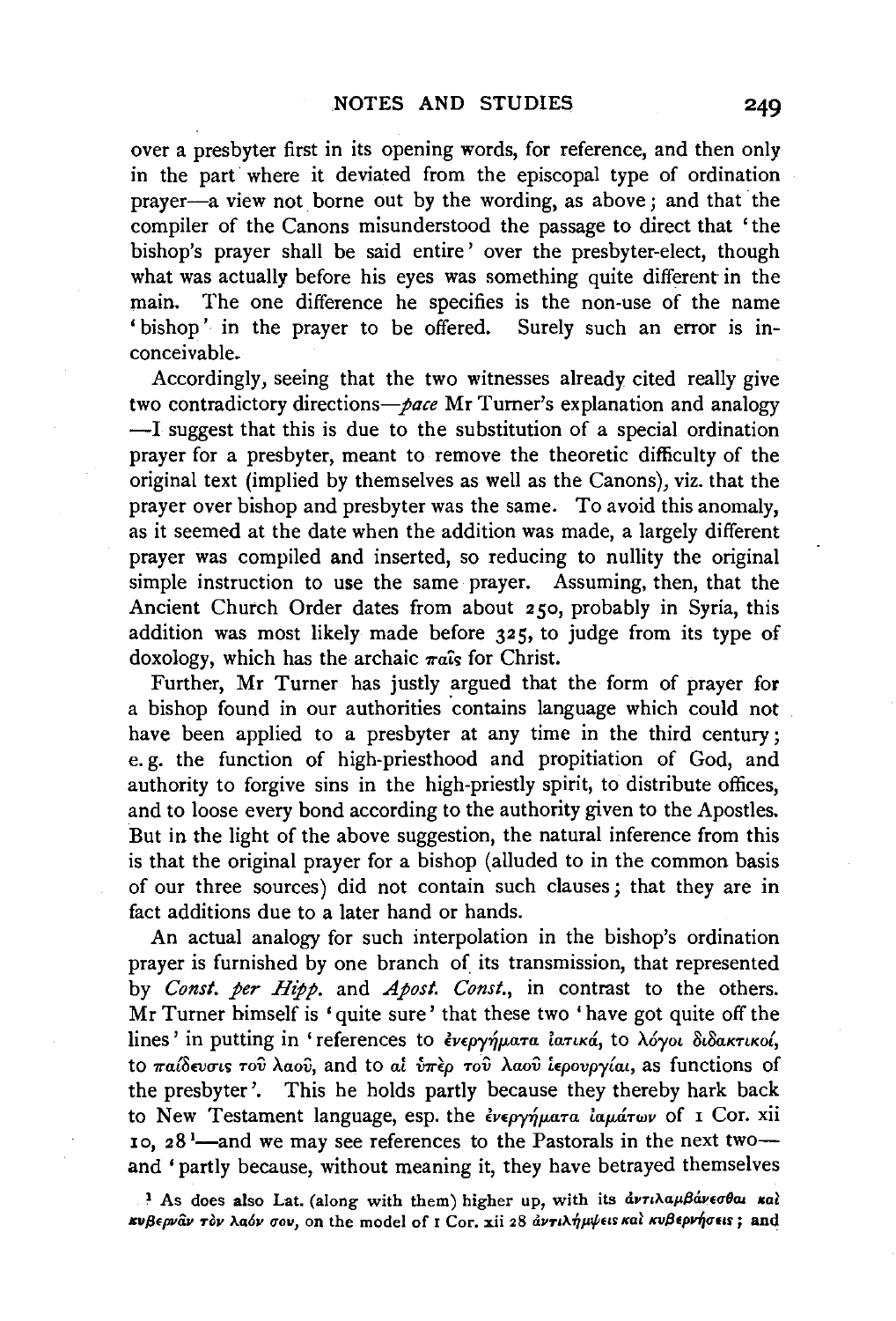over a presbyter first in its opening words, for reference, and then only in the part where it deviated from the episcopal type of ordination prayer—a view not borne out by the wording, as above; and that the compiler of the Canons misunderstood the passage to direct that 'the bishop's prayer shall be said entire' over the presbyter-elect, though what was actually before his eyes was something quite different in the main. The one difference he specifies is the non-use of the name 'bishop' in the prayer to be offered. Surely such an error is inconceivable.

Accordingly, seeing that the two witnesses already cited really give two contradictory directions—*pace* Mr Turner's explanation and analogy—I suggest that this is due to the substitution of a special ordination prayer for a presbyter, meant to remove the theoretic difficulty of the original text (implied by themselves as well as the Canons), viz. that the prayer over bishop and presbyter was the same. To avoid this anomaly, as it seemed at the date when the addition was made, a largely different prayer was compiled and inserted, so reducing to nullity the original simple instruction to use the same prayer. Assuming, then, that the Ancient Church Order dates from about 250, probably in Syria, this addition was most likely made before 325, to judge from its type of doxology, which has the archaic παῖς for Christ.

Further, Mr Turner has justly argued that the form of prayer for a bishop found in our authorities contains language which could not have been applied to a presbyter at any time in the third century; e.g. the function of high-priesthood and propitiation of God, and authority to forgive sins in the high-priestly spirit, to distribute offices, and to loose every bond according to the authority given to the Apostles. But in the light of the above suggestion, the natural inference from this is that the original prayer for a bishop (alluded to in the common basis of our three sources) did not contain such clauses; that they are in fact additions due to a later hand or hands.

An actual analogy for such interpolation in the bishop's ordination prayer is furnished by one branch of its transmission, that represented by *Const. per Hipp.* and *Apost. Const.*, in contrast to the others. Mr Turner himself is 'quite sure' that these two 'have got quite off the lines' in putting in 'references to ἐνεργήματα ἰατικά, to λόγοι διδακτικοί, to παίδευσις τοῦ λαοῦ, and to αἱ ὑπὲρ τοῦ λαοῦ ἱερουργίαι, as functions of the presbyter'. This he holds partly because they thereby hark back to New Testament language, esp. the ἐνεργήματα ἰαμάτων of 1 Cor. xii 10, 28[1]—and we may see references to the Pastorals in the next two—and 'partly because, without meaning it, they have betrayed themselves

[1] As does also Lat. (along with them) higher up, with its ἀντιλαμβάνεσθαι καὶ κυβερνᾶν τὸν λαόν σου, on the model of 1 Cor. xii 28 ἀντιλήμψεις καὶ κυβερνήσεις; and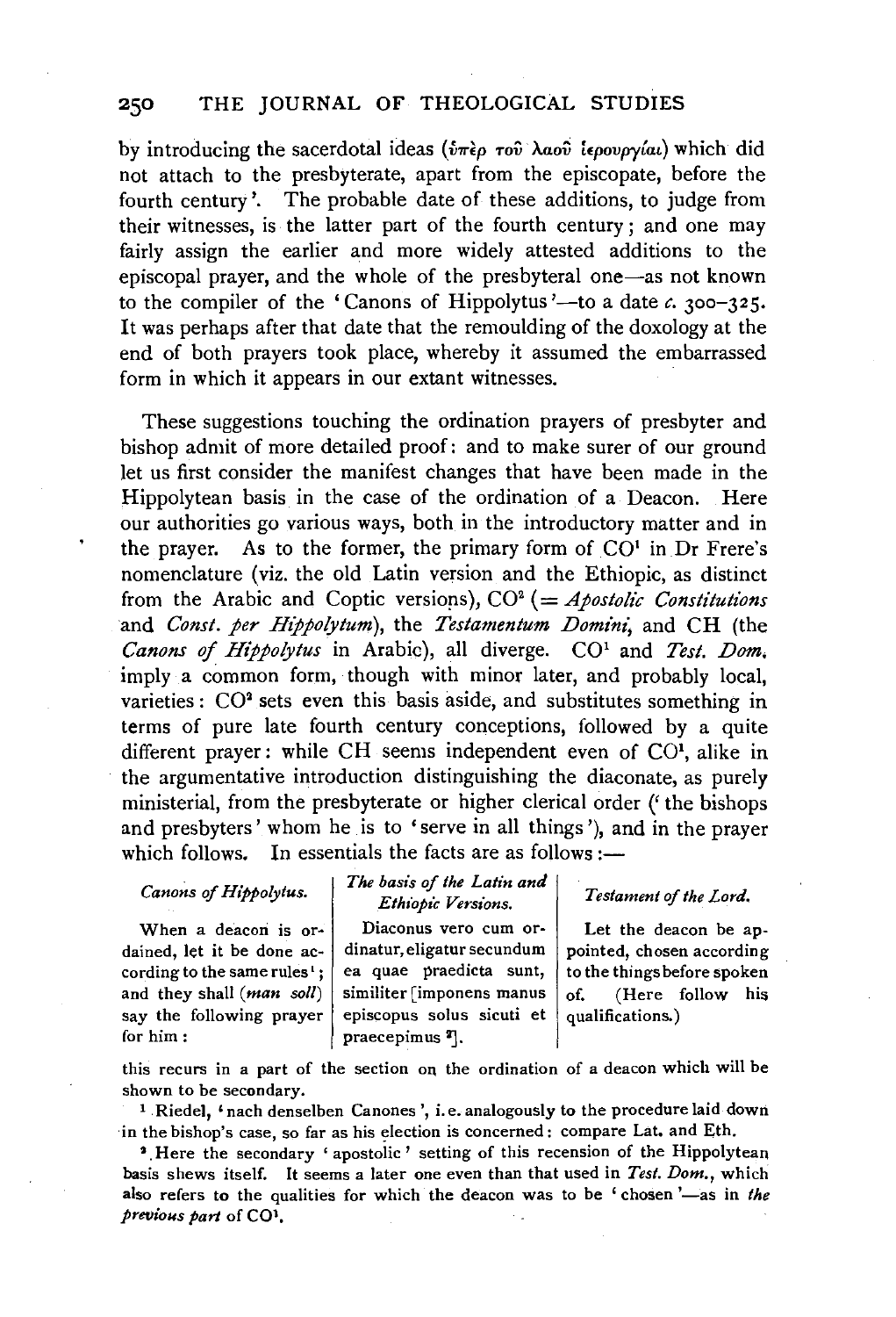by introducing the sacerdotal ideas (ὑπὲρ τοῦ λαοῦ ἱερουργίαι) which did not attach to the presbyterate, apart from the episcopate, before the fourth century'. The probable date of these additions, to judge from their witnesses, is the latter part of the fourth century; and one may fairly assign the earlier and more widely attested additions to the episcopal prayer, and the whole of the presbyteral one—as not known to the compiler of the 'Canons of Hippolytus'—to a date *c.* 300–325. It was perhaps after that date that the remoulding of the doxology at the end of both prayers took place, whereby it assumed the embarrassed form in which it appears in our extant witnesses.

These suggestions touching the ordination prayers of presbyter and bishop admit of more detailed proof: and to make surer of our ground let us first consider the manifest changes that have been made in the Hippolytean basis in the case of the ordination of a Deacon. Here our authorities go various ways, both in the introductory matter and in the prayer. As to the former, the primary form of CO[1] in Dr Frere's nomenclature (viz. the old Latin version and the Ethiopic, as distinct from the Arabic and Coptic versions), CO[2] (= *Apostolic Constitutions* and *Const. per Hippolytum*), the *Testamentum Domini*, and CH (the *Canons of Hippolytus* in Arabic), all diverge. CO[1] and *Test. Dom.* imply a common form, though with minor later, and probably local, varieties: CO[2] sets even this basis aside, and substitutes something in terms of pure late fourth century conceptions, followed by a quite different prayer: while CH seems independent even of CO[1], alike in the argumentative introduction distinguishing the diaconate, as purely ministerial, from the presbyterate or higher clerical order ('the bishops and presbyters' whom he is to 'serve in all things'), and in the prayer which follows. In essentials the facts are as follows:—

| *Canons of Hippolytus.* | *The basis of the Latin and Ethiopic Versions.* | *Testament of the Lord.* |
|---|---|---|
| When a deacon is ordained, let it be done according to the same rules[1]; and they shall (*man soll*) say the following prayer for him: | Diaconus vero cum ordinatur, eligatur secundum ea quae praedicta sunt, similiter [imponens manus episcopus solus sicuti et praecepimus [2]]. | Let the deacon be appointed, chosen according to the things before spoken of. (Here follow his qualifications.) |

this recurs in a part of the section on the ordination of a deacon which will be shown to be secondary.

[1] Riedel, 'nach denselben Canones', i.e. analogously to the procedure laid down in the bishop's case, so far as his election is concerned: compare Lat. and Eth.

[2] Here the secondary 'apostolic' setting of this recension of the Hippolytean basis shews itself. It seems a later one even than that used in *Test. Dom.*, which also refers to the qualities for which the deacon was to be 'chosen'—as in *the previous part* of CO[1].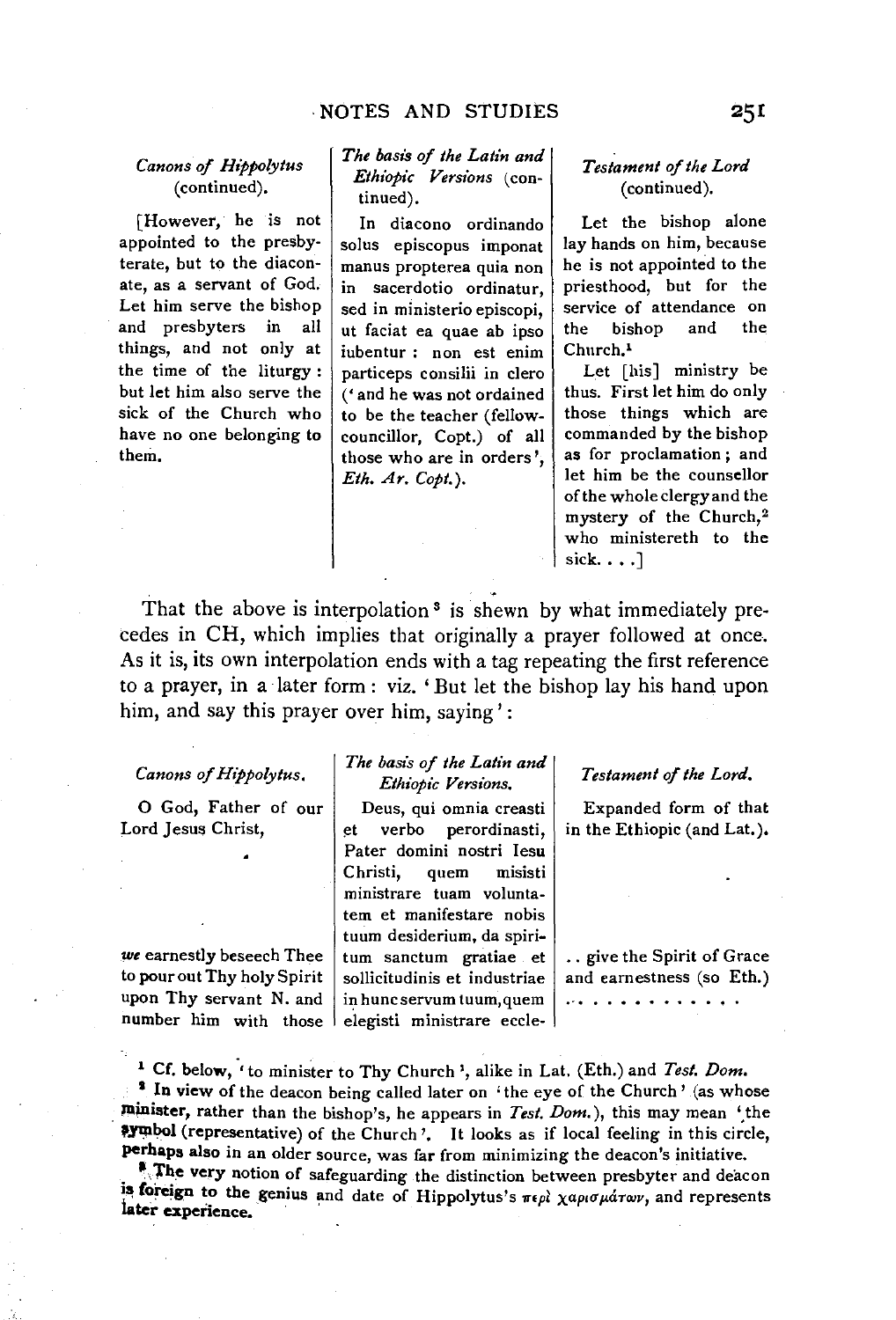| *Canons of Hippolytus* (continued). | *The basis of the Latin and Ethiopic Versions* (continued). | *Testament of the Lord* (continued). |
|---|---|---|
| [However, he is not appointed to the presbyterate, but to the diaconate, as a servant of God. Let him serve the bishop and presbyters in all things, and not only at the time of the liturgy: but let him also serve the sick of the Church who have no one belonging to them. | In diacono ordinando solus episcopus imponat manus propterea quia non in sacerdotio ordinatur, sed in ministerio episcopi, ut faciat ea quae ab ipso iubentur: non est enim particeps consilii in clero ('and he was not ordained to be the teacher (fellow-councillor, Copt.) of all those who are in orders', *Eth. Ar. Copt.*). | Let the bishop alone lay hands on him, because he is not appointed to the priesthood, but for the service of attendance on the bishop and the Church.[1] Let [his] ministry be thus. First let him do only those things which are commanded by the bishop as for proclamation; and let him be the counsellor of the whole clergy and the mystery of the Church,[2] who ministereth to the sick. . . .] |

That the above is interpolation[3] is shewn by what immediately precedes in CH, which implies that originally a prayer followed at once. As it is, its own interpolation ends with a tag repeating the first reference to a prayer, in a later form: viz. 'But let the bishop lay his hand upon him, and say this prayer over him, saying':

| *Canons of Hippolytus.* | *The basis of the Latin and Ethiopic Versions.* | *Testament of the Lord.* |
|---|---|---|
| O God, Father of our Lord Jesus Christ, | Deus, qui omnia creasti et verbo perordinasti, Pater domini nostri Iesu Christi, quem misisti ministrare tuam voluntatem et manifestare nobis tuum desiderium, da spiritum sanctum gratiae et sollicitudinis et industriae in hunc servum tuum, quem elegisti ministrare eccle- | Expanded form of that in the Ethiopic (and Lat.). |
| *we* earnestly beseech Thee to pour out Thy holy Spirit upon Thy servant N. and number him with those | | .. give the Spirit of Grace and earnestness (so Eth.) . . . . . . . . . . . . |

[1] Cf. below, 'to minister to Thy Church', alike in Lat. (Eth.) and *Test. Dom.*

[2] In view of the deacon being called later on 'the eye of the Church' (as whose minister, rather than the bishop's, he appears in *Test. Dom.*), this may mean 'the symbol (representative) of the Church'. It looks as if local feeling in this circle, perhaps also in an older source, was far from minimizing the deacon's initiative.

[3] The very notion of safeguarding the distinction between presbyter and deacon is foreign to the genius and date of Hippolytus's περὶ χαρισμάτων, and represents later experience.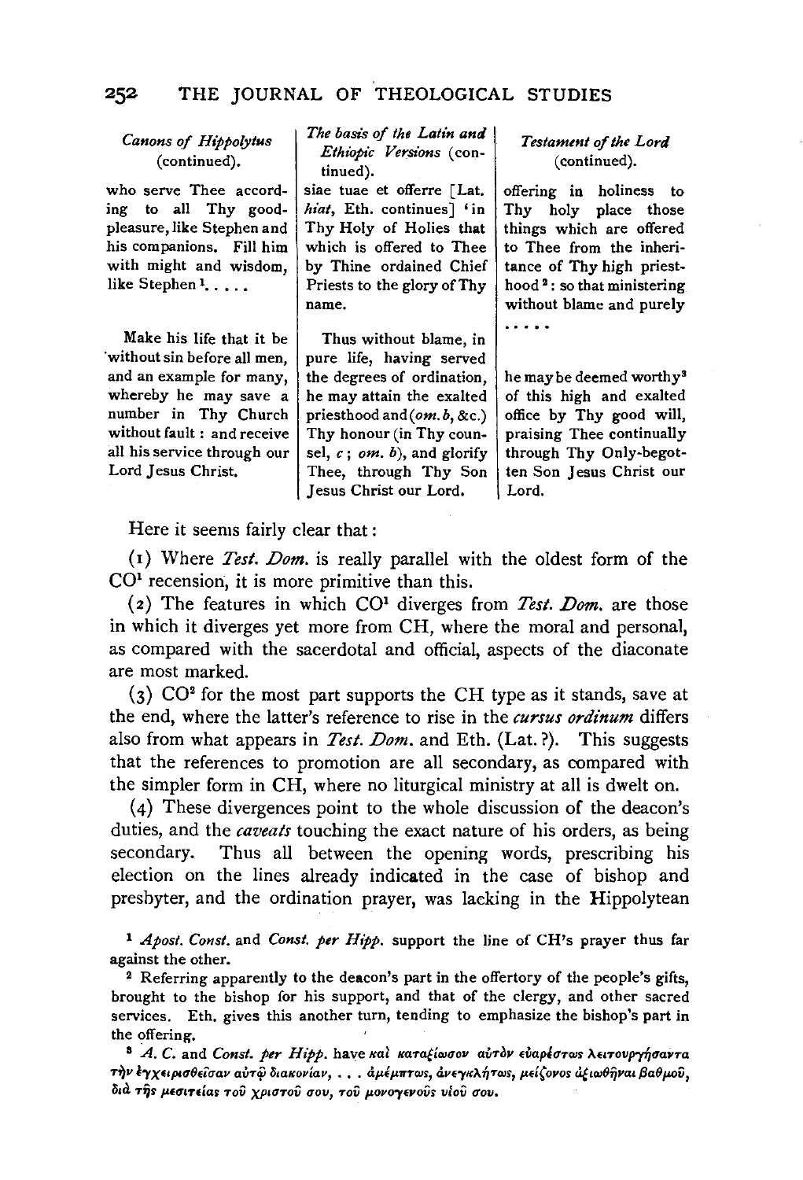| Canons of Hippolytus (continued). | The basis of the Latin and Ethiopic Versions (continued). | Testament of the Lord (continued). |
|---|---|---|
| who serve Thee according to all Thy good-pleasure, like Stephen and his companions. Fill him with might and wisdom, like Stephen[1]. . . . . | siae tuae et offerre [Lat. *hiat*, Eth. continues] 'in Thy Holy of Holies that which is offered to Thee by Thine ordained Chief Priests to the glory of Thy name. | offering in holiness to Thy holy place those things which are offered to Thee from the inheritance of Thy high priesthood[2]: so that ministering without blame and purely . . . . . |
| Make his life that it be without sin before all men, and an example for many, whereby he may save a number in Thy Church without fault: and receive all his service through our Lord Jesus Christ. | Thus without blame, in pure life, having served the degrees of ordination, he may attain the exalted priesthood and (*om. b*, &c.) Thy honour (in Thy counsel, *c*; *om. b*), and glorify Thee, through Thy Son Jesus Christ our Lord. | he may be deemed worthy[3] of this high and exalted office by Thy good will, praising Thee continually through Thy Only-begotten Son Jesus Christ our Lord. |

Here it seems fairly clear that:

(1) Where *Test. Dom.* is really parallel with the oldest form of the CO[1] recension, it is more primitive than this.

(2) The features in which CO[1] diverges from *Test. Dom.* are those in which it diverges yet more from CH, where the moral and personal, as compared with the sacerdotal and official, aspects of the diaconate are most marked.

(3) CO[2] for the most part supports the CH type as it stands, save at the end, where the latter's reference to rise in the *cursus ordinum* differs also from what appears in *Test. Dom.* and Eth. (Lat.?). This suggests that the references to promotion are all secondary, as compared with the simpler form in CH, where no liturgical ministry at all is dwelt on.

(4) These divergences point to the whole discussion of the deacon's duties, and the *caveats* touching the exact nature of his orders, as being secondary. Thus all between the opening words, prescribing his election on the lines already indicated in the case of bishop and presbyter, and the ordination prayer, was lacking in the Hippolytean

[1] *Apost. Const.* and *Const. per Hipp.* support the line of CH's prayer thus far against the other.

[2] Referring apparently to the deacon's part in the offertory of the people's gifts, brought to the bishop for his support, and that of the clergy, and other sacred services. Eth. gives this another turn, tending to emphasize the bishop's part in the offering.

[3] *A. C.* and *Const. per Hipp.* have καὶ καταξίωσον αὐτὸν εὐαρέστως λειτουργήσαντα τὴν ἐγχειρισθεῖσαν αὐτῷ διακονίαν, . . . ἀμέμπτως, ἀνεγκλήτως, μείζονος ἀξιωθῆναι βαθμοῦ, διὰ τῆς μεσιτείας τοῦ χριστοῦ σου, τοῦ μονογενοῦς υἱοῦ σου.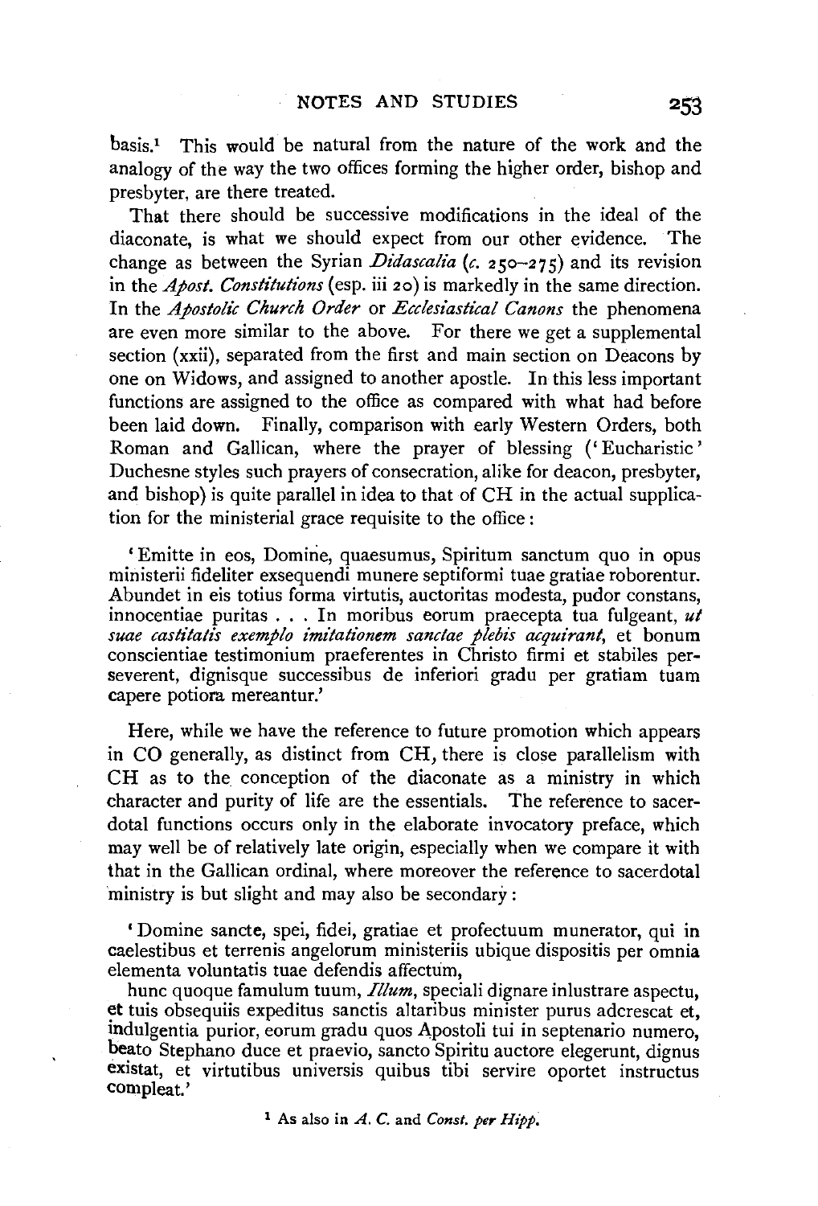basis.[1] This would be natural from the nature of the work and the analogy of the way the two offices forming the higher order, bishop and presbyter, are there treated.

That there should be successive modifications in the ideal of the diaconate, is what we should expect from our other evidence. The change as between the Syrian *Didascalia* (*c.* 250–275) and its revision in the *Apost. Constitutions* (esp. iii 20) is markedly in the same direction. In the *Apostolic Church Order* or *Ecclesiastical Canons* the phenomena are even more similar to the above. For there we get a supplemental section (xxii), separated from the first and main section on Deacons by one on Widows, and assigned to another apostle. In this less important functions are assigned to the office as compared with what had before been laid down. Finally, comparison with early Western Orders, both Roman and Gallican, where the prayer of blessing ('Eucharistic' Duchesne styles such prayers of consecration, alike for deacon, presbyter, and bishop) is quite parallel in idea to that of CH in the actual supplication for the ministerial grace requisite to the office:

> 'Emitte in eos, Domine, quaesumus, Spiritum sanctum quo in opus ministerii fideliter exsequendi munere septiformi tuae gratiae roborentur. Abundet in eis totius forma virtutis, auctoritas modesta, pudor constans, innocentiae puritas . . . In moribus eorum praecepta tua fulgeant, *ut suae castitatis exemplo imitationem sanctae plebis acquirant*, et bonum conscientiae testimonium praeferentes in Christo firmi et stabiles perseverent, dignisque successibus de inferiori gradu per gratiam tuam capere potiora mereantur.'

Here, while we have the reference to future promotion which appears in CO generally, as distinct from CH, there is close parallelism with CH as to the conception of the diaconate as a ministry in which character and purity of life are the essentials. The reference to sacerdotal functions occurs only in the elaborate invocatory preface, which may well be of relatively late origin, especially when we compare it with that in the Gallican ordinal, where moreover the reference to sacerdotal ministry is but slight and may also be secondary:

> 'Domine sancte, spei, fidei, gratiae et profectuum munerator, qui in caelestibus et terrenis angelorum ministeriis ubique dispositis per omnia elementa voluntatis tuae defendis affectum,
> hunc quoque famulum tuum, *Illum*, speciali dignare inlustrare aspectu, et tuis obsequiis expeditus sanctis altaribus minister purus adcrescat et, indulgentia purior, eorum gradu quos Apostoli tui in septenario numero, beato Stephano duce et praevio, sancto Spiritu auctore elegerunt, dignus existat, et virtutibus universis quibus tibi servire oportet instructus compleat.'

[1] As also in *A. C.* and *Const. per Hipp.*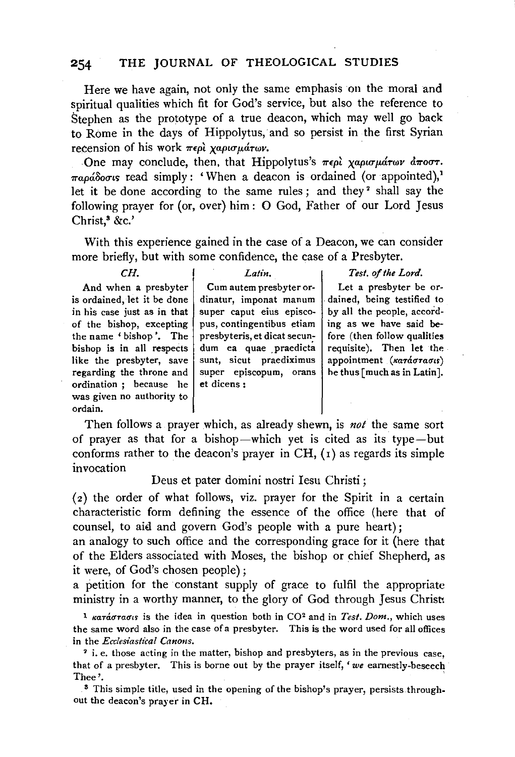Here we have again, not only the same emphasis on the moral and spiritual qualities which fit for God's service, but also the reference to Stephen as the prototype of a true deacon, which may well go back to Rome in the days of Hippolytus, and so persist in the first Syrian recension of his work περὶ χαρισμάτων.

One may conclude, then, that Hippolytus's περὶ χαρισμάτων ἀποστ. παράδοσις read simply: 'When a deacon is ordained (or appointed),[1] let it be done according to the same rules; and they[2] shall say the following prayer for (or, over) him: O God, Father of our Lord Jesus Christ,[3] &c.'

With this experience gained in the case of a Deacon, we can consider more briefly, but with some confidence, the case of a Presbyter.

| *CH.* | *Latin.* | *Test. of the Lord.* |
| --- | --- | --- |
| And when a presbyter is ordained, let it be done in his case just as in that of the bishop, excepting the name 'bishop'. The bishop is in all respects like the presbyter, save regarding the throne and ordination; because he was given no authority to ordain. | Cum autem presbyter ordinatur, imponat manum super caput eius episcopus, contingentibus etiam presbyteris, et dicat secundum ea quae praedicta sunt, sicut praediximus super episcopum, orans et dicens: | Let a presbyter be ordained, being testified to by all the people, according as we have said before (then follow qualities requisite). Then let the appointment (κατάστασις) be thus [much as in Latin]. |

Then follows a prayer which, as already shewn, is *not* the same sort of prayer as that for a bishop—which yet is cited as its type—but conforms rather to the deacon's prayer in CH, (1) as regards its simple invocation

Deus et pater domini nostri Iesu Christi;

(2) the order of what follows, viz. prayer for the Spirit in a certain characteristic form defining the essence of the office (here that of counsel, to aid and govern God's people with a pure heart);

an analogy to such office and the corresponding grace for it (here that of the Elders associated with Moses, the bishop or chief Shepherd, as it were, of God's chosen people);

a petition for the constant supply of grace to fulfil the appropriate ministry in a worthy manner, to the glory of God through Jesus Christ

[1] κατάστασις is the idea in question both in CO² and in *Test. Dom.*, which uses the same word also in the case of a presbyter. This is the word used for all offices in the *Ecclesiastical Canons*.

[2] i. e. those acting in the matter, bishop and presbyters, as in the previous case, that of a presbyter. This is borne out by the prayer itself, '*we* earnestly-beseech Thee'.

[3] This simple title, used in the opening of the bishop's prayer, persists throughout the deacon's prayer in CH.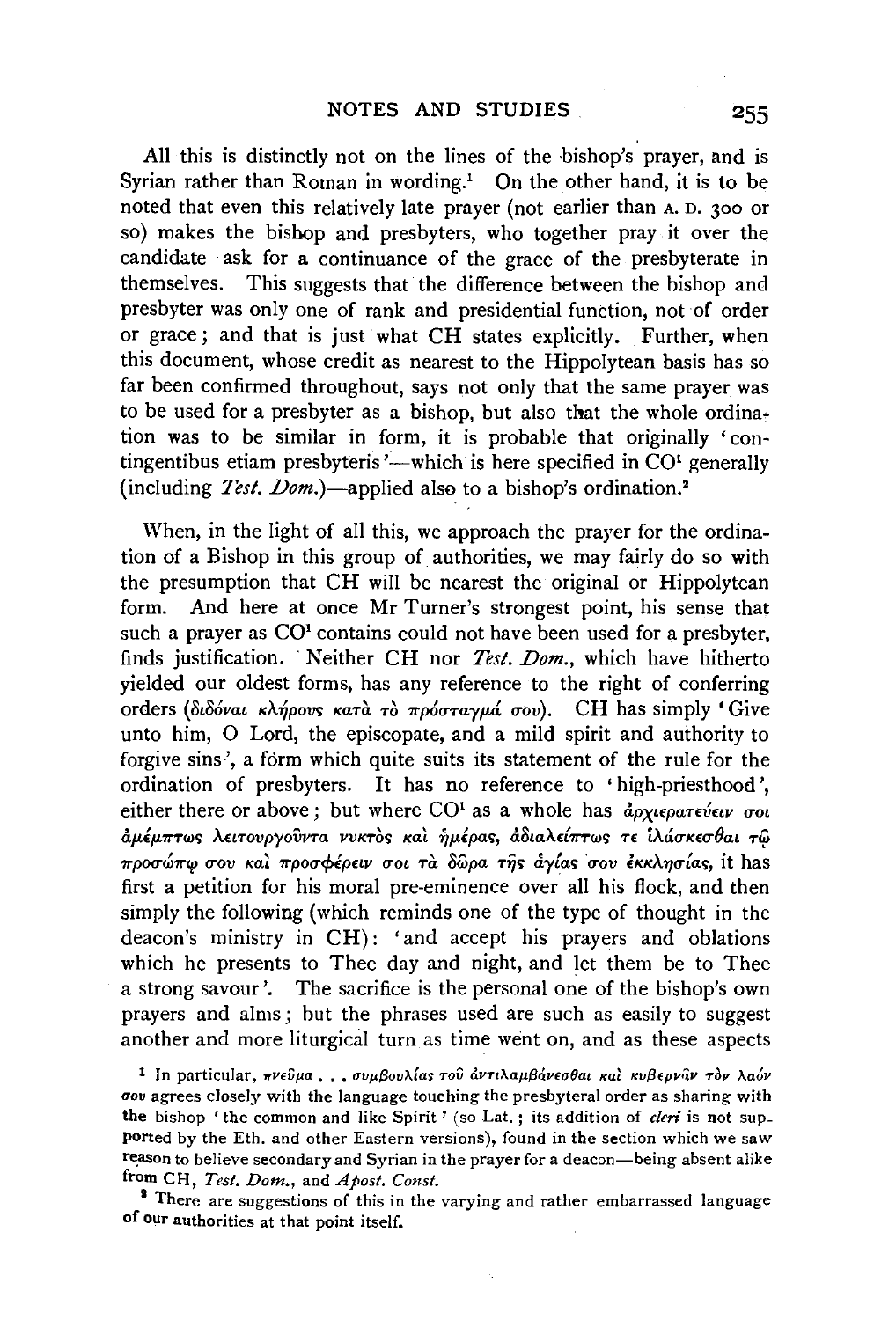All this is distinctly not on the lines of the bishop's prayer, and is Syrian rather than Roman in wording.[1] On the other hand, it is to be noted that even this relatively late prayer (not earlier than A. D. 300 or so) makes the bishop and presbyters, who together pray it over the candidate ask for a continuance of the grace of the presbyterate in themselves. This suggests that the difference between the bishop and presbyter was only one of rank and presidential function, not of order or grace; and that is just what CH states explicitly. Further, when this document, whose credit as nearest to the Hippolytean basis has so far been confirmed throughout, says not only that the same prayer was to be used for a presbyter as a bishop, but also that the whole ordination was to be similar in form, it is probable that originally 'contingentibus etiam presbyteris'—which is here specified in CO[1] generally (including *Test. Dom.*)—applied also to a bishop's ordination.[2]

When, in the light of all this, we approach the prayer for the ordination of a Bishop in this group of authorities, we may fairly do so with the presumption that CH will be nearest the original or Hippolytean form. And here at once Mr Turner's strongest point, his sense that such a prayer as CO[1] contains could not have been used for a presbyter, finds justification. Neither CH nor *Test. Dom.*, which have hitherto yielded our oldest forms, has any reference to the right of conferring orders (διδόναι κλήρους κατὰ τὸ πρόσταγμά σου). CH has simply 'Give unto him, O Lord, the episcopate, and a mild spirit and authority to forgive sins', a form which quite suits its statement of the rule for the ordination of presbyters. It has no reference to 'high-priesthood', either there or above; but where CO[1] as a whole has ἀρχιερατεύειν σοι ἀμέμπτως λειτουργοῦντα νυκτὸς καὶ ἡμέρας, ἀδιαλείπτως τε ἱλάσκεσθαι τῷ προσώπῳ σου καὶ προσφέρειν σοι τὰ δῶρα τῆς ἁγίας σου ἐκκλησίας, it has first a petition for his moral pre-eminence over all his flock, and then simply the following (which reminds one of the type of thought in the deacon's ministry in CH): 'and accept his prayers and oblations which he presents to Thee day and night, and let them be to Thee a strong savour'. The sacrifice is the personal one of the bishop's own prayers and alms; but the phrases used are such as easily to suggest another and more liturgical turn as time went on, and as these aspects

[1] In particular, πνεῦμα . . . συμβουλίας τοῦ ἀντιλαμβάνεσθαι καὶ κυβερνᾶν τὸν λαόν σου agrees closely with the language touching the presbyteral order as sharing with the bishop 'the common and like Spirit' (so Lat.; its addition of *cleri* is not supported by the Eth. and other Eastern versions), found in the section which we saw reason to believe secondary and Syrian in the prayer for a deacon—being absent alike from CH, *Test. Dom.*, and *Apost. Const.*

[2] There are suggestions of this in the varying and rather embarrassed language of our authorities at that point itself.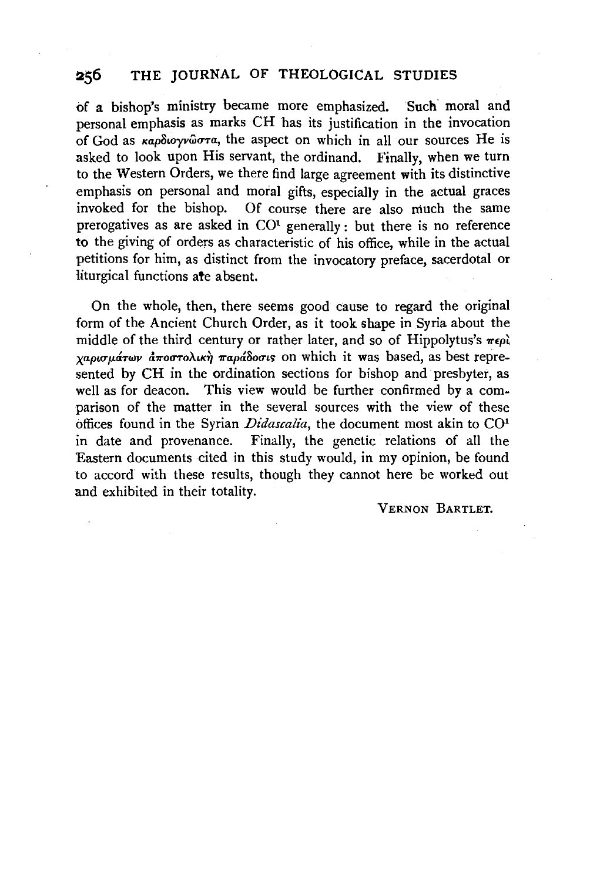of a bishop's ministry became more emphasized. Such moral and personal emphasis as marks CH has its justification in the invocation of God as καρδιογνῶστα, the aspect on which in all our sources He is asked to look upon His servant, the ordinand. Finally, when we turn to the Western Orders, we there find large agreement with its distinctive emphasis on personal and moral gifts, especially in the actual graces invoked for the bishop. Of course there are also much the same prerogatives as are asked in CO[1] generally: but there is no reference to the giving of orders as characteristic of his office, while in the actual petitions for him, as distinct from the invocatory preface, sacerdotal or liturgical functions are absent.

On the whole, then, there seems good cause to regard the original form of the Ancient Church Order, as it took shape in Syria about the middle of the third century or rather later, and so of Hippolytus's περὶ χαρισμάτων ἀποστολικὴ παράδοσις on which it was based, as best represented by CH in the ordination sections for bishop and presbyter, as well as for deacon. This view would be further confirmed by a comparison of the matter in the several sources with the view of these offices found in the Syrian *Didascalia*, the document most akin to CO[1] in date and provenance. Finally, the genetic relations of all the Eastern documents cited in this study would, in my opinion, be found to accord with these results, though they cannot here be worked out and exhibited in their totality.

VERNON BARTLET.